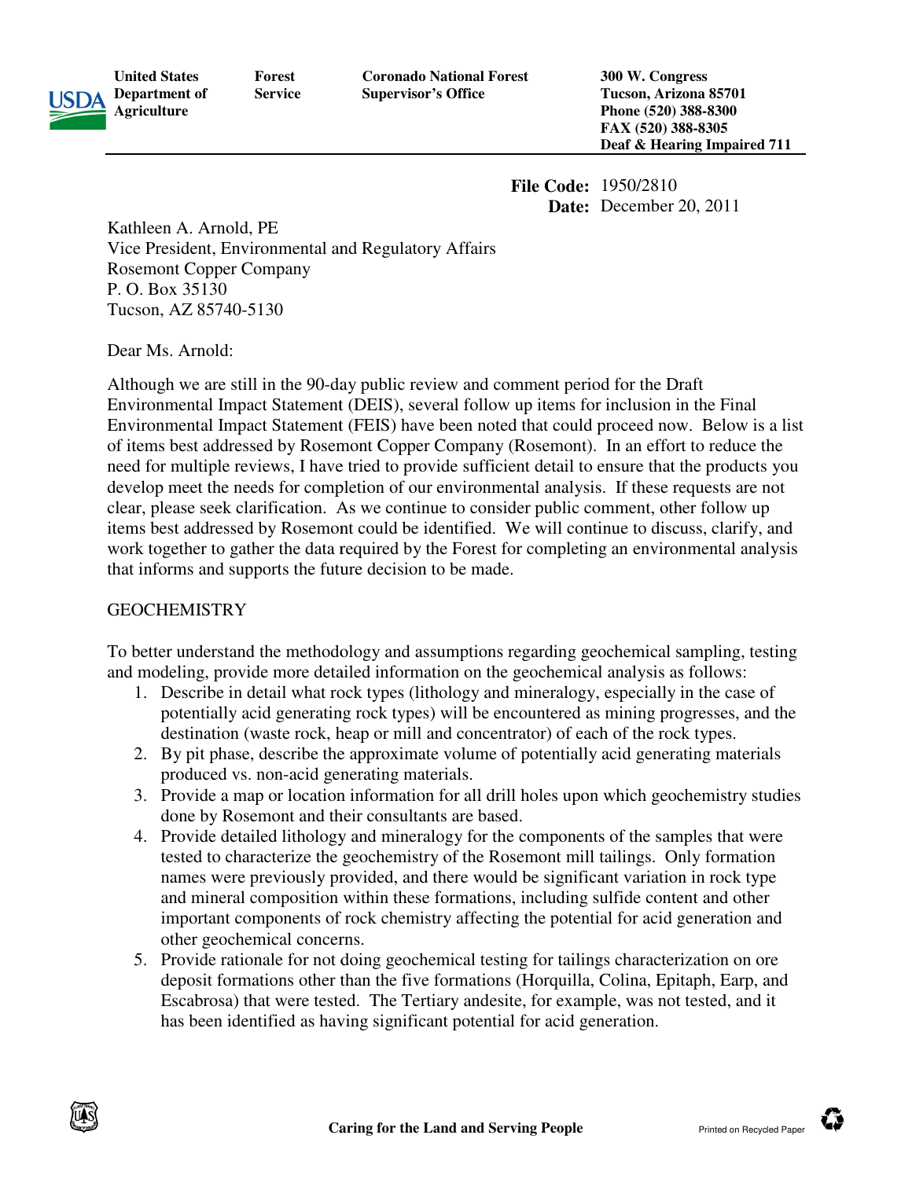**United States Department of Agriculture** | **Forest Service** | **Coronado National Forest Supervisor's Office** | **300 W. Congress Tucson, Arizona 85701 Phone (520) 388-8300 FAX (520) 388-8305 Deaf & Hearing Impaired 711**

**File Code:** 1950/2810
**Date:** December 20, 2011

Kathleen A. Arnold, PE
Vice President, Environmental and Regulatory Affairs
Rosemont Copper Company
P. O. Box 35130
Tucson, AZ 85740-5130

Dear Ms. Arnold:

Although we are still in the 90-day public review and comment period for the Draft Environmental Impact Statement (DEIS), several follow up items for inclusion in the Final Environmental Impact Statement (FEIS) have been noted that could proceed now. Below is a list of items best addressed by Rosemont Copper Company (Rosemont). In an effort to reduce the need for multiple reviews, I have tried to provide sufficient detail to ensure that the products you develop meet the needs for completion of our environmental analysis. If these requests are not clear, please seek clarification. As we continue to consider public comment, other follow up items best addressed by Rosemont could be identified. We will continue to discuss, clarify, and work together to gather the data required by the Forest for completing an environmental analysis that informs and supports the future decision to be made.

GEOCHEMISTRY

To better understand the methodology and assumptions regarding geochemical sampling, testing and modeling, provide more detailed information on the geochemical analysis as follows:

1. Describe in detail what rock types (lithology and mineralogy, especially in the case of potentially acid generating rock types) will be encountered as mining progresses, and the destination (waste rock, heap or mill and concentrator) of each of the rock types.
2. By pit phase, describe the approximate volume of potentially acid generating materials produced vs. non-acid generating materials.
3. Provide a map or location information for all drill holes upon which geochemistry studies done by Rosemont and their consultants are based.
4. Provide detailed lithology and mineralogy for the components of the samples that were tested to characterize the geochemistry of the Rosemont mill tailings. Only formation names were previously provided, and there would be significant variation in rock type and mineral composition within these formations, including sulfide content and other important components of rock chemistry affecting the potential for acid generation and other geochemical concerns.
5. Provide rationale for not doing geochemical testing for tailings characterization on ore deposit formations other than the five formations (Horquilla, Colina, Epitaph, Earp, and Escabrosa) that were tested. The Tertiary andesite, for example, was not tested, and it has been identified as having significant potential for acid generation.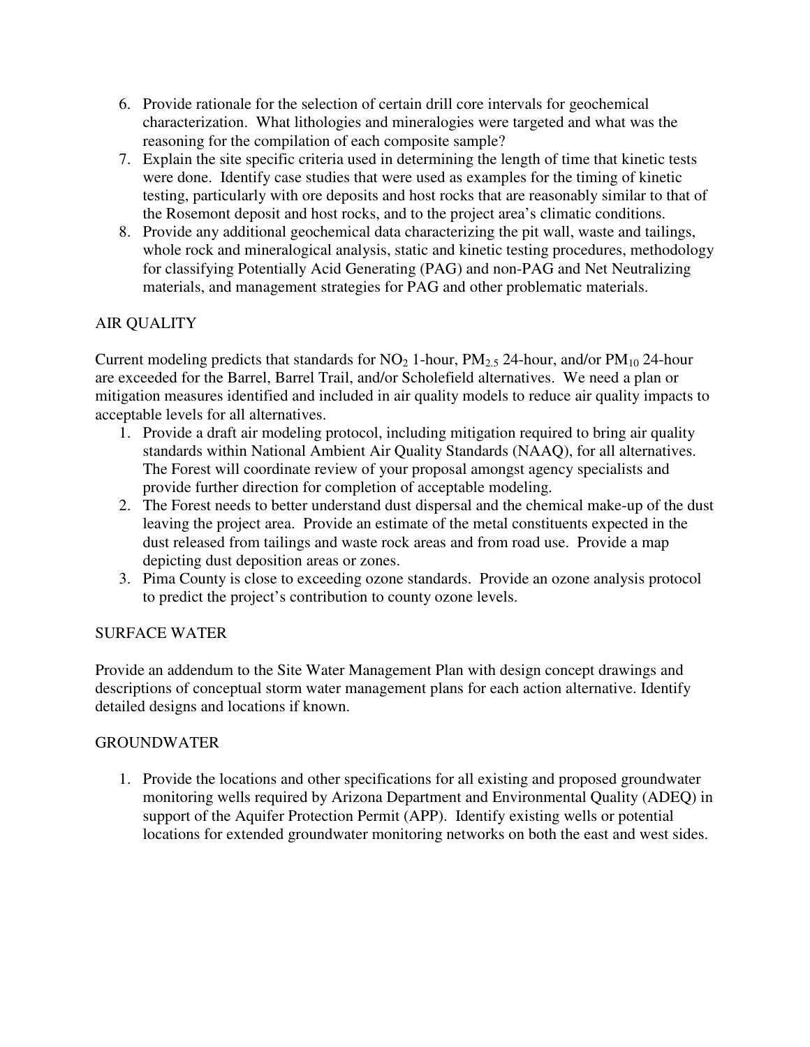6. Provide rationale for the selection of certain drill core intervals for geochemical characterization. What lithologies and mineralogies were targeted and what was the reasoning for the compilation of each composite sample?
7. Explain the site specific criteria used in determining the length of time that kinetic tests were done. Identify case studies that were used as examples for the timing of kinetic testing, particularly with ore deposits and host rocks that are reasonably similar to that of the Rosemont deposit and host rocks, and to the project area's climatic conditions.
8. Provide any additional geochemical data characterizing the pit wall, waste and tailings, whole rock and mineralogical analysis, static and kinetic testing procedures, methodology for classifying Potentially Acid Generating (PAG) and non-PAG and Net Neutralizing materials, and management strategies for PAG and other problematic materials.

## AIR QUALITY

Current modeling predicts that standards for $NO_2$ 1-hour, $PM_{2.5}$ 24-hour, and/or $PM_{10}$ 24-hour are exceeded for the Barrel, Barrel Trail, and/or Scholefield alternatives. We need a plan or mitigation measures identified and included in air quality models to reduce air quality impacts to acceptable levels for all alternatives.

1. Provide a draft air modeling protocol, including mitigation required to bring air quality standards within National Ambient Air Quality Standards (NAAQ), for all alternatives. The Forest will coordinate review of your proposal amongst agency specialists and provide further direction for completion of acceptable modeling.
2. The Forest needs to better understand dust dispersal and the chemical make-up of the dust leaving the project area. Provide an estimate of the metal constituents expected in the dust released from tailings and waste rock areas and from road use. Provide a map depicting dust deposition areas or zones.
3. Pima County is close to exceeding ozone standards. Provide an ozone analysis protocol to predict the project's contribution to county ozone levels.

## SURFACE WATER

Provide an addendum to the Site Water Management Plan with design concept drawings and descriptions of conceptual storm water management plans for each action alternative. Identify detailed designs and locations if known.

## GROUNDWATER

1. Provide the locations and other specifications for all existing and proposed groundwater monitoring wells required by Arizona Department and Environmental Quality (ADEQ) in support of the Aquifer Protection Permit (APP). Identify existing wells or potential locations for extended groundwater monitoring networks on both the east and west sides.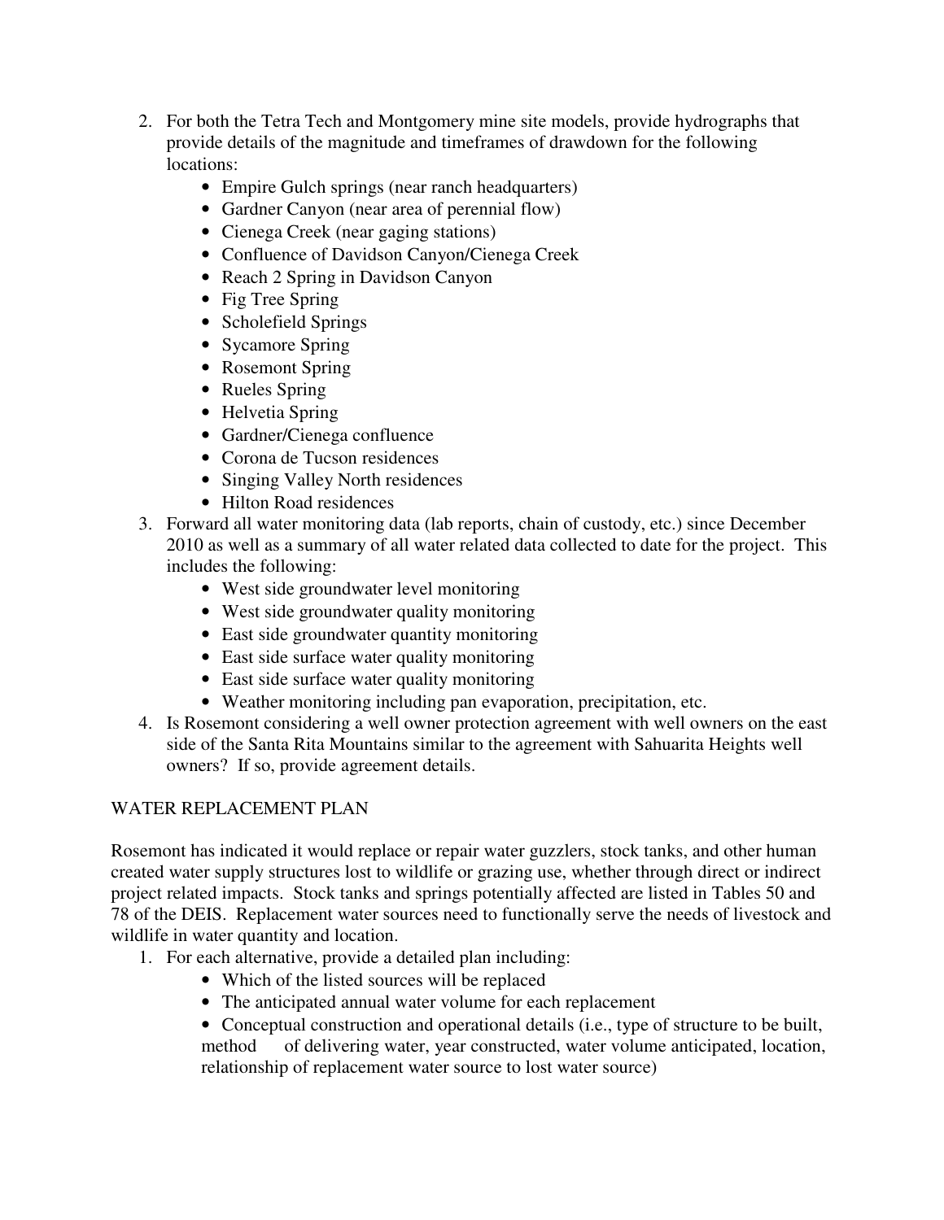2. For both the Tetra Tech and Montgomery mine site models, provide hydrographs that provide details of the magnitude and timeframes of drawdown for the following locations:
   - Empire Gulch springs (near ranch headquarters)
   - Gardner Canyon (near area of perennial flow)
   - Cienega Creek (near gaging stations)
   - Confluence of Davidson Canyon/Cienega Creek
   - Reach 2 Spring in Davidson Canyon
   - Fig Tree Spring
   - Scholefield Springs
   - Sycamore Spring
   - Rosemont Spring
   - Rueles Spring
   - Helvetia Spring
   - Gardner/Cienega confluence
   - Corona de Tucson residences
   - Singing Valley North residences
   - Hilton Road residences
3. Forward all water monitoring data (lab reports, chain of custody, etc.) since December 2010 as well as a summary of all water related data collected to date for the project. This includes the following:
   - West side groundwater level monitoring
   - West side groundwater quality monitoring
   - East side groundwater quantity monitoring
   - East side surface water quality monitoring
   - East side surface water quality monitoring
   - Weather monitoring including pan evaporation, precipitation, etc.
4. Is Rosemont considering a well owner protection agreement with well owners on the east side of the Santa Rita Mountains similar to the agreement with Sahuarita Heights well owners? If so, provide agreement details.

WATER REPLACEMENT PLAN

Rosemont has indicated it would replace or repair water guzzlers, stock tanks, and other human created water supply structures lost to wildlife or grazing use, whether through direct or indirect project related impacts. Stock tanks and springs potentially affected are listed in Tables 50 and 78 of the DEIS. Replacement water sources need to functionally serve the needs of livestock and wildlife in water quantity and location.

1. For each alternative, provide a detailed plan including:
   - Which of the listed sources will be replaced
   - The anticipated annual water volume for each replacement
   - Conceptual construction and operational details (i.e., type of structure to be built, method of delivering water, year constructed, water volume anticipated, location, relationship of replacement water source to lost water source)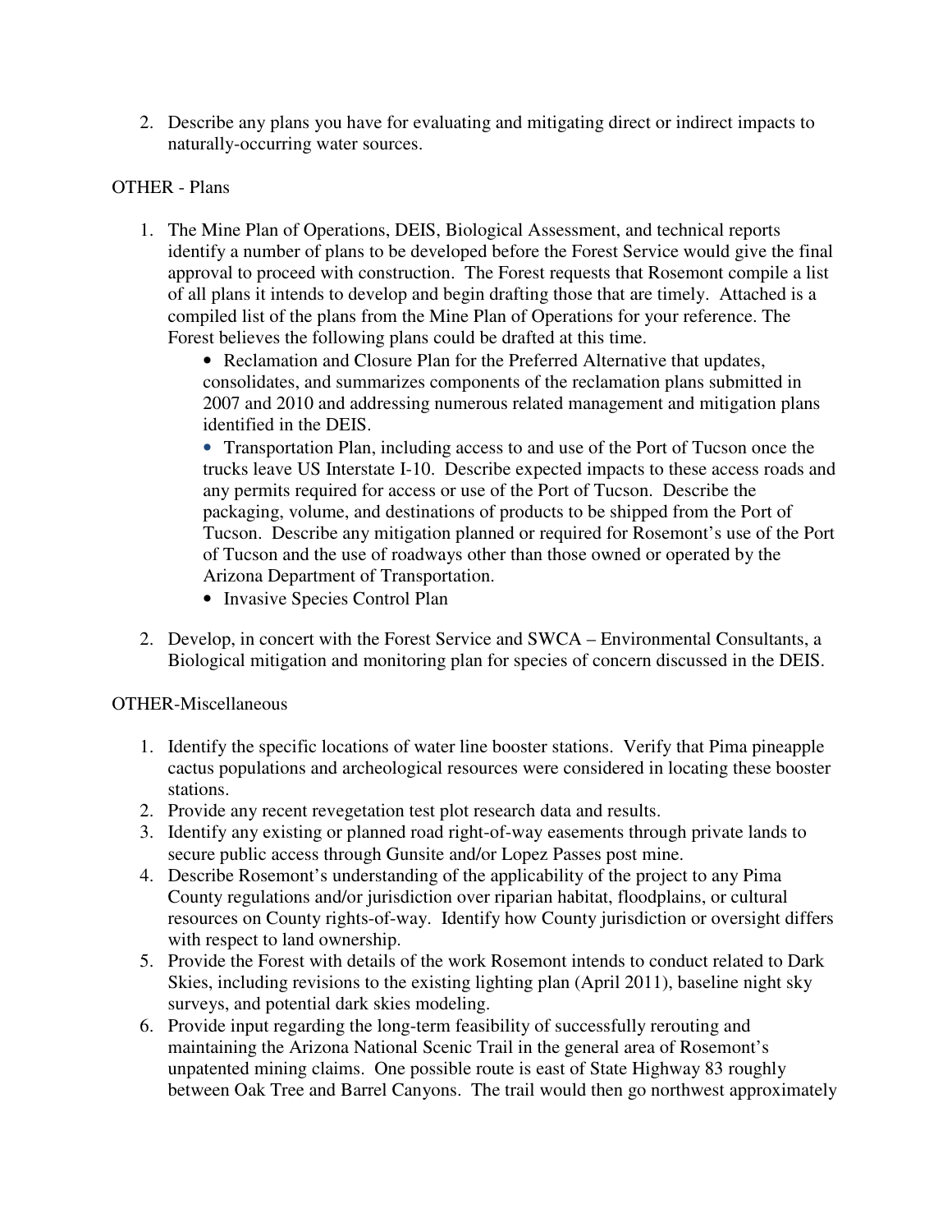2. Describe any plans you have for evaluating and mitigating direct or indirect impacts to naturally-occurring water sources.

OTHER - Plans

1. The Mine Plan of Operations, DEIS, Biological Assessment, and technical reports identify a number of plans to be developed before the Forest Service would give the final approval to proceed with construction. The Forest requests that Rosemont compile a list of all plans it intends to develop and begin drafting those that are timely. Attached is a compiled list of the plans from the Mine Plan of Operations for your reference. The Forest believes the following plans could be drafted at this time.
   - Reclamation and Closure Plan for the Preferred Alternative that updates, consolidates, and summarizes components of the reclamation plans submitted in 2007 and 2010 and addressing numerous related management and mitigation plans identified in the DEIS.
   - Transportation Plan, including access to and use of the Port of Tucson once the trucks leave US Interstate I-10. Describe expected impacts to these access roads and any permits required for access or use of the Port of Tucson. Describe the packaging, volume, and destinations of products to be shipped from the Port of Tucson. Describe any mitigation planned or required for Rosemont's use of the Port of Tucson and the use of roadways other than those owned or operated by the Arizona Department of Transportation.
   - Invasive Species Control Plan
2. Develop, in concert with the Forest Service and SWCA – Environmental Consultants, a Biological mitigation and monitoring plan for species of concern discussed in the DEIS.

OTHER-Miscellaneous

1. Identify the specific locations of water line booster stations. Verify that Pima pineapple cactus populations and archeological resources were considered in locating these booster stations.
2. Provide any recent revegetation test plot research data and results.
3. Identify any existing or planned road right-of-way easements through private lands to secure public access through Gunsite and/or Lopez Passes post mine.
4. Describe Rosemont's understanding of the applicability of the project to any Pima County regulations and/or jurisdiction over riparian habitat, floodplains, or cultural resources on County rights-of-way. Identify how County jurisdiction or oversight differs with respect to land ownership.
5. Provide the Forest with details of the work Rosemont intends to conduct related to Dark Skies, including revisions to the existing lighting plan (April 2011), baseline night sky surveys, and potential dark skies modeling.
6. Provide input regarding the long-term feasibility of successfully rerouting and maintaining the Arizona National Scenic Trail in the general area of Rosemont's unpatented mining claims. One possible route is east of State Highway 83 roughly between Oak Tree and Barrel Canyons. The trail would then go northwest approximately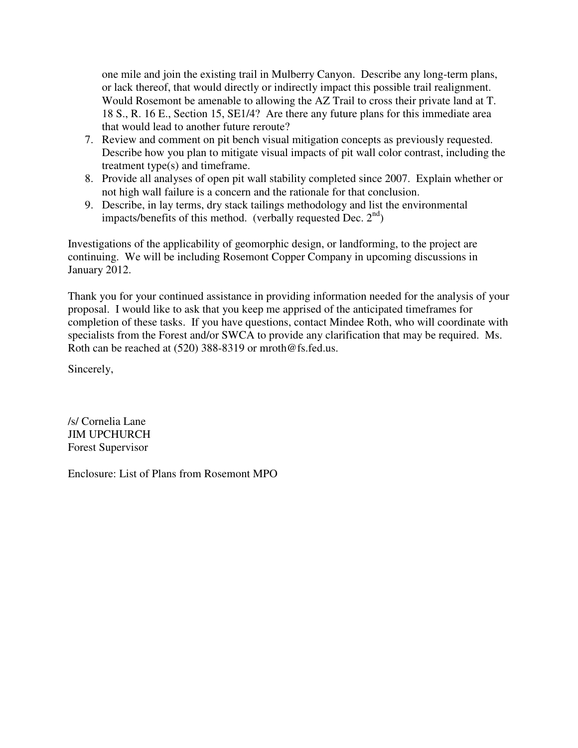one mile and join the existing trail in Mulberry Canyon. Describe any long-term plans, or lack thereof, that would directly or indirectly impact this possible trail realignment. Would Rosemont be amenable to allowing the AZ Trail to cross their private land at T. 18 S., R. 16 E., Section 15, SE1/4? Are there any future plans for this immediate area that would lead to another future reroute?

7. Review and comment on pit bench visual mitigation concepts as previously requested. Describe how you plan to mitigate visual impacts of pit wall color contrast, including the treatment type(s) and timeframe.
8. Provide all analyses of open pit wall stability completed since 2007. Explain whether or not high wall failure is a concern and the rationale for that conclusion.
9. Describe, in lay terms, dry stack tailings methodology and list the environmental impacts/benefits of this method. (verbally requested Dec. 2nd)

Investigations of the applicability of geomorphic design, or landforming, to the project are continuing. We will be including Rosemont Copper Company in upcoming discussions in January 2012.

Thank you for your continued assistance in providing information needed for the analysis of your proposal. I would like to ask that you keep me apprised of the anticipated timeframes for completion of these tasks. If you have questions, contact Mindee Roth, who will coordinate with specialists from the Forest and/or SWCA to provide any clarification that may be required. Ms. Roth can be reached at (520) 388-8319 or mroth@fs.fed.us.

Sincerely,

/s/ Cornelia Lane
JIM UPCHURCH
Forest Supervisor

Enclosure: List of Plans from Rosemont MPO